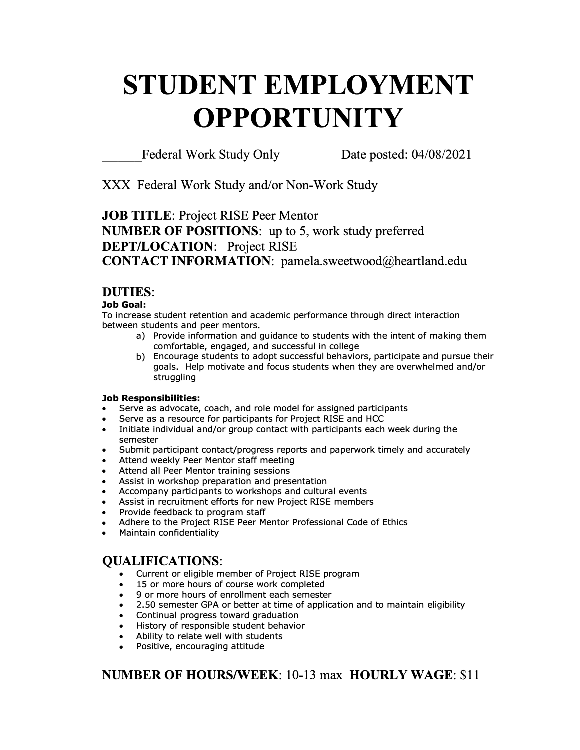# STUDENT EMPLOYMENT OPPORTUNITY

______Federal Work Study Only Date posted: 04/08/2021

XXX Federal Work Study and/or Non-Work Study

**JOB TITLE**: Project RISE Peer Mentor
**NUMBER OF POSITIONS**: up to 5, work study preferred
**DEPT/LOCATION**: Project RISE
**CONTACT INFORMATION**: pamela.sweetwood@heartland.edu

## DUTIES:

**Job Goal:**
To increase student retention and academic performance through direct interaction between students and peer mentors.

a) Provide information and guidance to students with the intent of making them comfortable, engaged, and successful in college
b) Encourage students to adopt successful behaviors, participate and pursue their goals. Help motivate and focus students when they are overwhelmed and/or struggling

**Job Responsibilities:**

- Serve as advocate, coach, and role model for assigned participants
- Serve as a resource for participants for Project RISE and HCC
- Initiate individual and/or group contact with participants each week during the semester
- Submit participant contact/progress reports and paperwork timely and accurately
- Attend weekly Peer Mentor staff meeting
- Attend all Peer Mentor training sessions
- Assist in workshop preparation and presentation
- Accompany participants to workshops and cultural events
- Assist in recruitment efforts for new Project RISE members
- Provide feedback to program staff
- Adhere to the Project RISE Peer Mentor Professional Code of Ethics
- Maintain confidentiality

## QUALIFICATIONS:

- Current or eligible member of Project RISE program
- 15 or more hours of course work completed
- 9 or more hours of enrollment each semester
- 2.50 semester GPA or better at time of application and to maintain eligibility
- Continual progress toward graduation
- History of responsible student behavior
- Ability to relate well with students
- Positive, encouraging attitude

**NUMBER OF HOURS/WEEK**: 10-13 max **HOURLY WAGE**: $11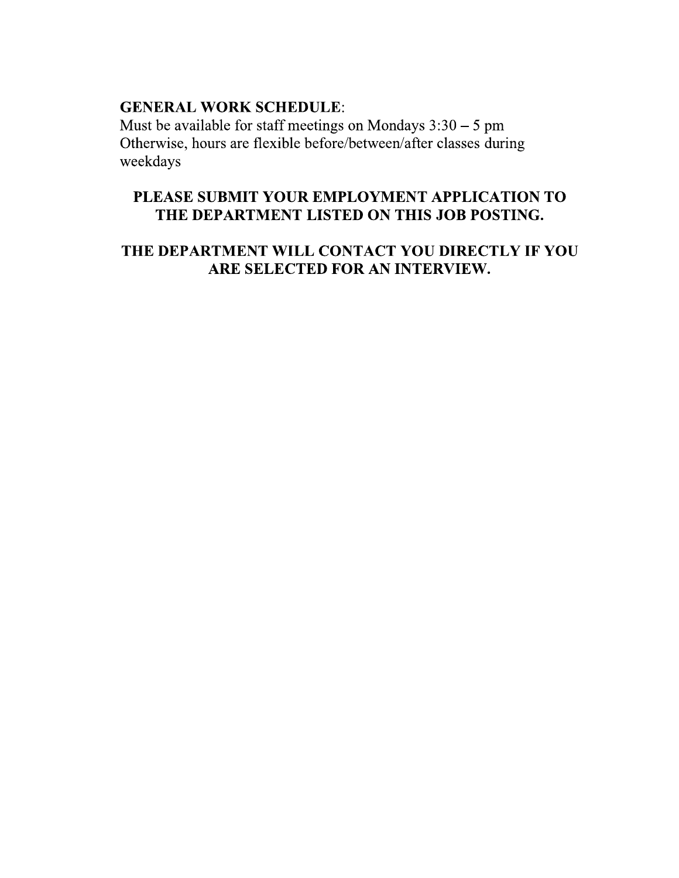**GENERAL WORK SCHEDULE**:
Must be available for staff meetings on Mondays 3:30 – 5 pm
Otherwise, hours are flexible before/between/after classes during weekdays

**PLEASE SUBMIT YOUR EMPLOYMENT APPLICATION TO THE DEPARTMENT LISTED ON THIS JOB POSTING.**

**THE DEPARTMENT WILL CONTACT YOU DIRECTLY IF YOU ARE SELECTED FOR AN INTERVIEW.**